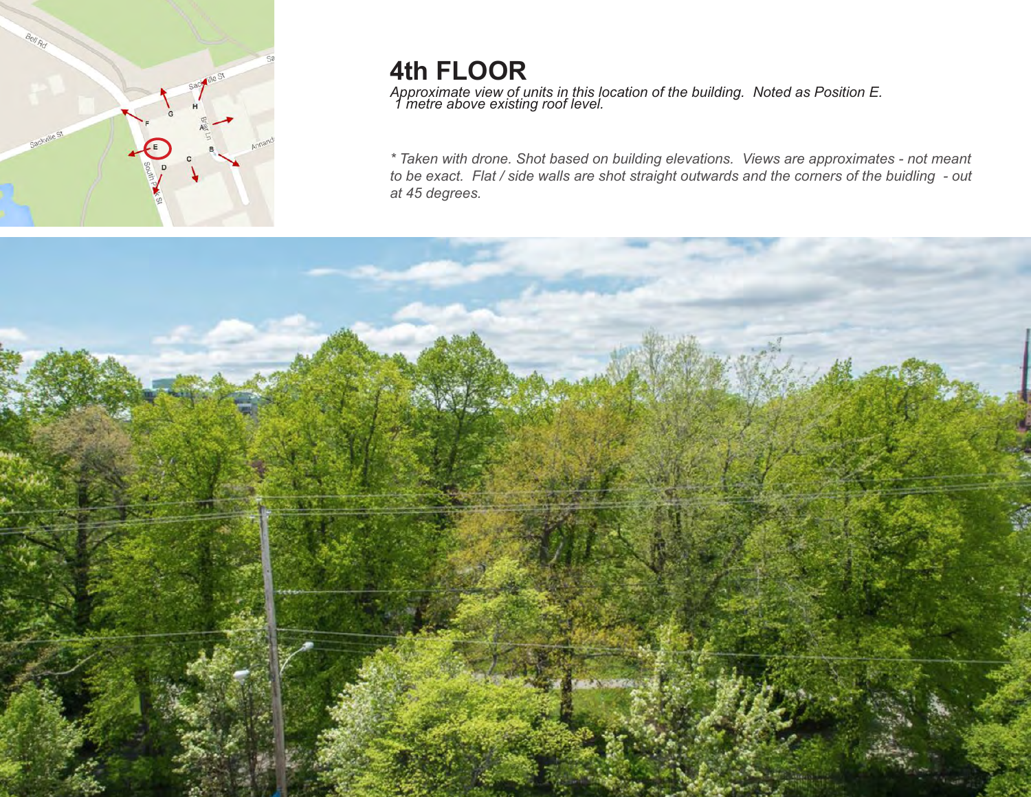# 4th FLOOR

*Approximate view of units in this location of the building. Noted as Position E.*
*1 metre above existing roof level.*

*\* Taken with drone. Shot based on building elevations. Views are approximates - not meant to be exact. Flat / side walls are shot straight outwards and the corners of the buidling - out at 45 degrees.*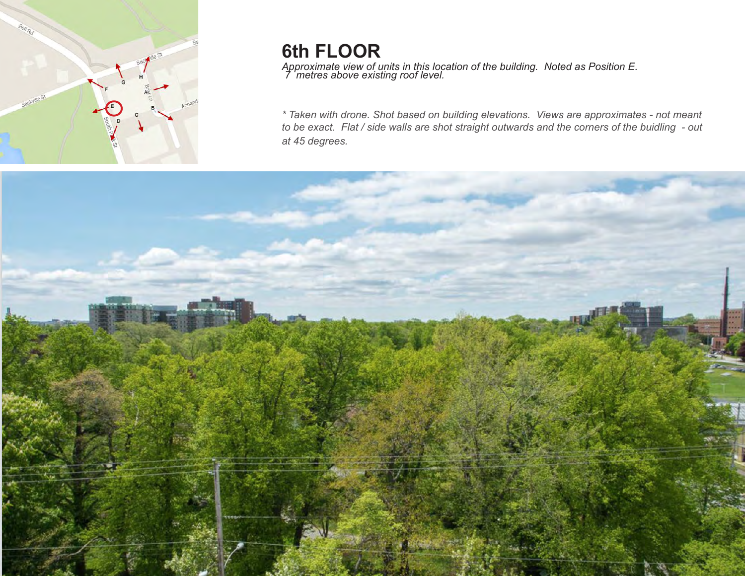# 6th FLOOR

*Approximate view of units in this location of the building. Noted as Position E.*
*7 metres above existing roof level.*

*\* Taken with drone. Shot based on building elevations. Views are approximates - not meant to be exact. Flat / side walls are shot straight outwards and the corners of the buidling - out at 45 degrees.*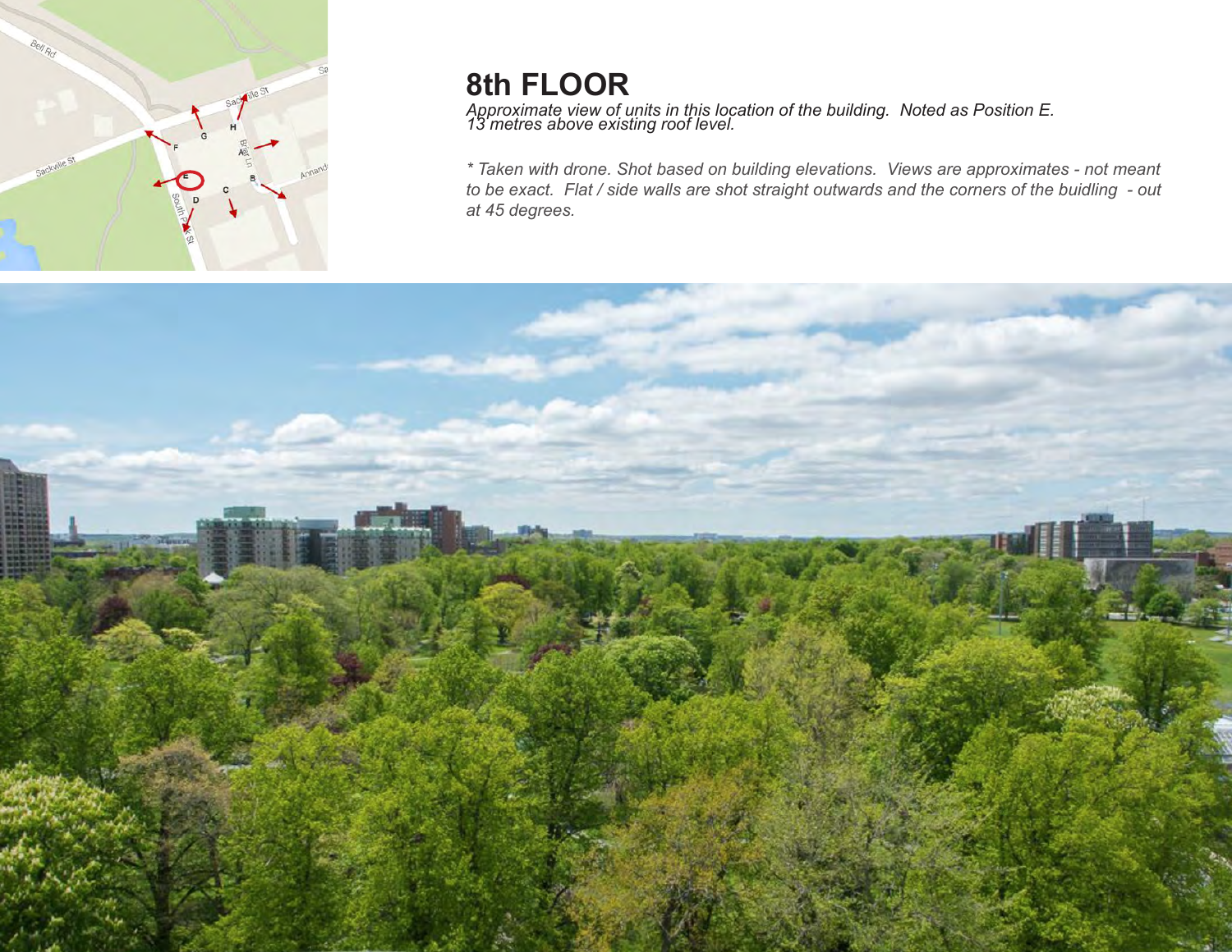# 8th FLOOR

*Approximate view of units in this location of the building. Noted as Position E.*
*13 metres above existing roof level.*

*\* Taken with drone. Shot based on building elevations. Views are approximates - not meant to be exact. Flat / side walls are shot straight outwards and the corners of the buidling - out at 45 degrees.*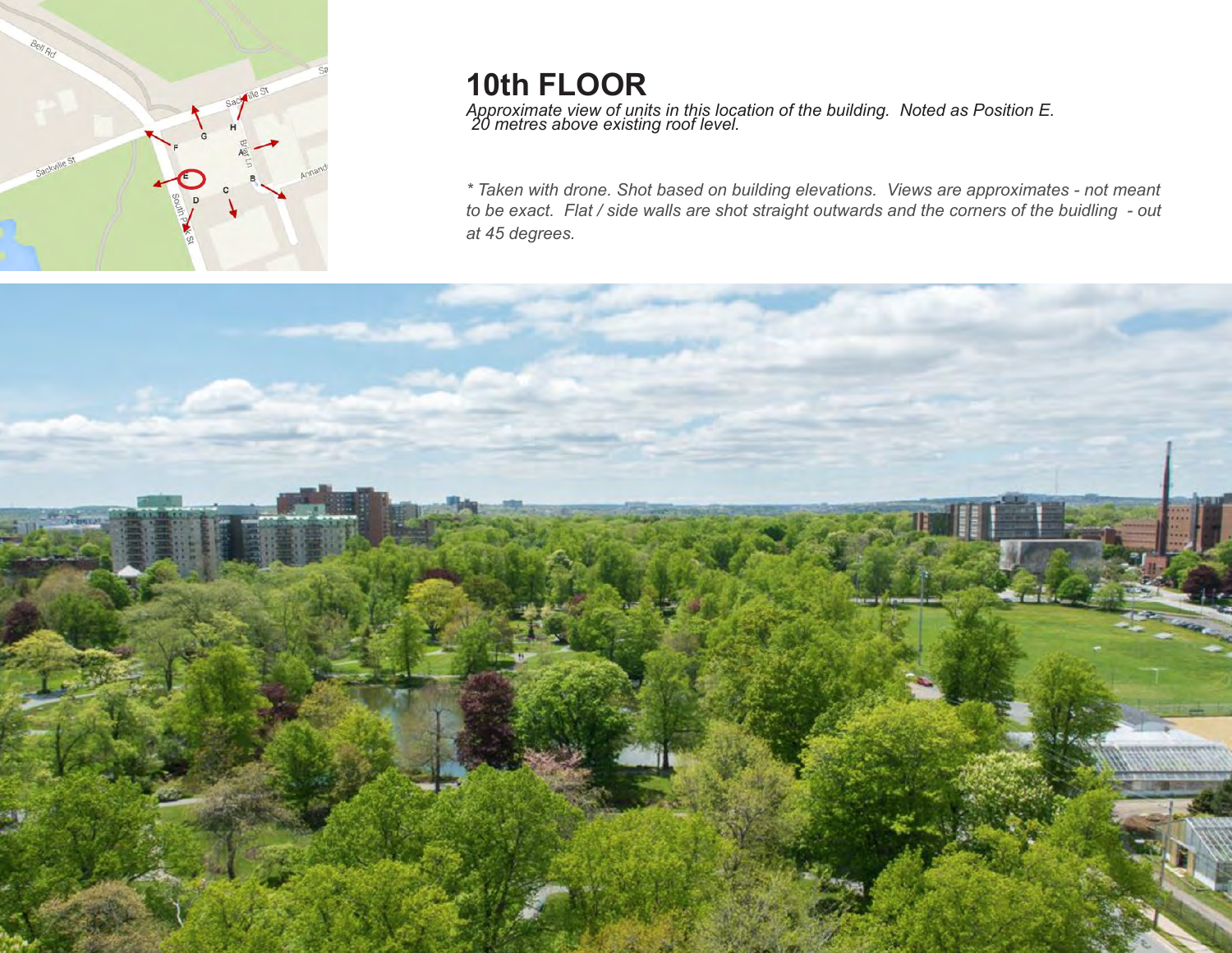# 10th FLOOR

*Approximate view of units in this location of the building. Noted as Position E.*
*20 metres above existing roof level.*

*\* Taken with drone. Shot based on building elevations. Views are approximates - not meant to be exact. Flat / side walls are shot straight outwards and the corners of the buidling - out at 45 degrees.*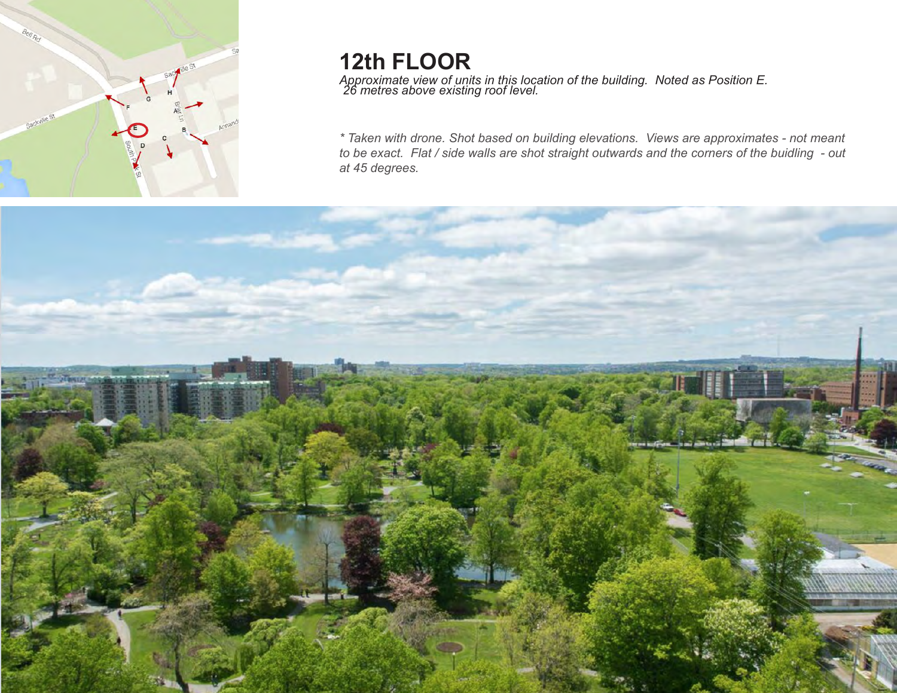# 12th FLOOR

*Approximate view of units in this location of the building. Noted as Position E.*
*26 metres above existing roof level.*

*\* Taken with drone. Shot based on building elevations. Views are approximates - not meant to be exact. Flat / side walls are shot straight outwards and the corners of the buidling - out at 45 degrees.*